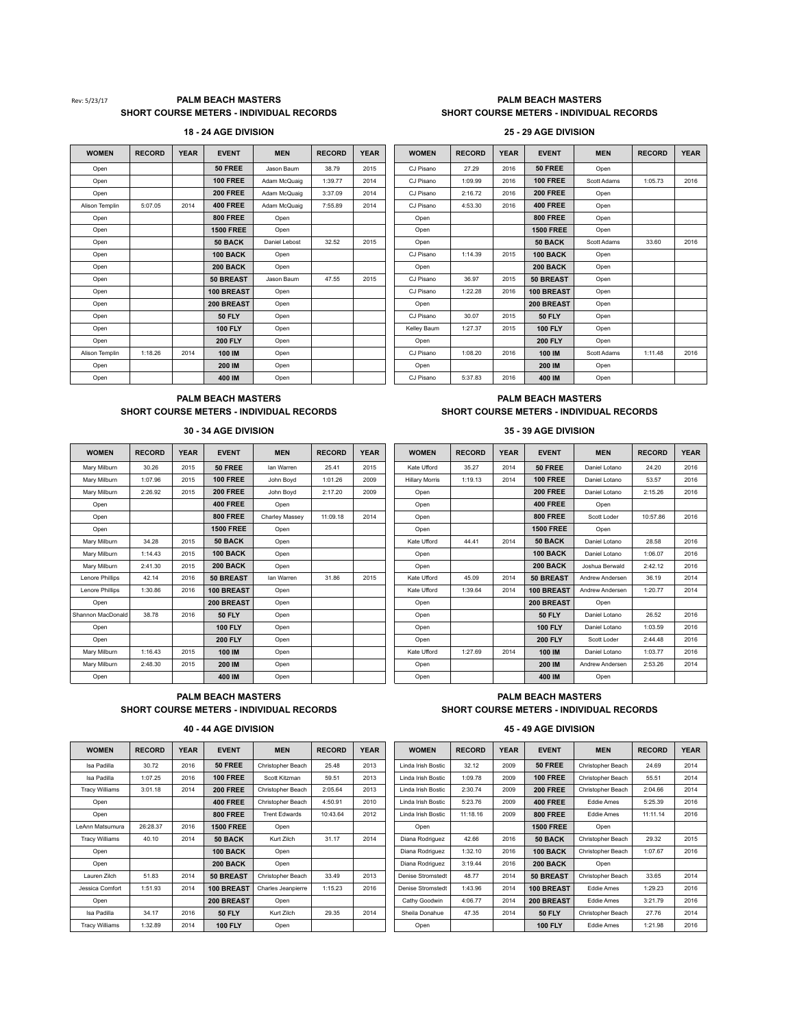Rev: 5/23/17

## PALM BEACH MASTERS
### SHORT COURSE METERS - INDIVIDUAL RECORDS

#### 18 - 24 AGE DIVISION

| WOMEN | RECORD | YEAR | EVENT | MEN | RECORD | YEAR |
|---|---|---|---|---|---|---|
| Open | | | **50 FREE** | Jason Baum | 38.79 | 2015 |
| Open | | | **100 FREE** | Adam McQuaig | 1:39.77 | 2014 |
| Open | | | **200 FREE** | Adam McQuaig | 3:37.09 | 2014 |
| Alison Templin | 5:07.05 | 2014 | **400 FREE** | Adam McQuaig | 7:55.89 | 2014 |
| Open | | | **800 FREE** | Open | | |
| Open | | | **1500 FREE** | Open | | |
| Open | | | **50 BACK** | Daniel Lebost | 32.52 | 2015 |
| Open | | | **100 BACK** | Open | | |
| Open | | | **200 BACK** | Open | | |
| Open | | | **50 BREAST** | Jason Baum | 47.55 | 2015 |
| Open | | | **100 BREAST** | Open | | |
| Open | | | **200 BREAST** | Open | | |
| Open | | | **50 FLY** | Open | | |
| Open | | | **100 FLY** | Open | | |
| Open | | | **200 FLY** | Open | | |
| Alison Templin | 1:18.26 | 2014 | **100 IM** | Open | | |
| Open | | | **200 IM** | Open | | |
| Open | | | **400 IM** | Open | | |

## PALM BEACH MASTERS
### SHORT COURSE METERS - INDIVIDUAL RECORDS

#### 25 - 29 AGE DIVISION

| WOMEN | RECORD | YEAR | EVENT | MEN | RECORD | YEAR |
|---|---|---|---|---|---|---|
| CJ Pisano | 27.29 | 2016 | **50 FREE** | Open | | |
| CJ Pisano | 1:09.99 | 2016 | **100 FREE** | Scott Adams | 1:05.73 | 2016 |
| CJ Pisano | 2:16.72 | 2016 | **200 FREE** | Open | | |
| CJ Pisano | 4:53.30 | 2016 | **400 FREE** | Open | | |
| Open | | | **800 FREE** | Open | | |
| Open | | | **1500 FREE** | Open | | |
| Open | | | **50 BACK** | Scott Adams | 33.60 | 2016 |
| CJ Pisano | 1:14.39 | 2015 | **100 BACK** | Open | | |
| Open | | | **200 BACK** | Open | | |
| CJ Pisano | 36.97 | 2015 | **50 BREAST** | Open | | |
| CJ Pisano | 1:22.28 | 2016 | **100 BREAST** | Open | | |
| Open | | | **200 BREAST** | Open | | |
| CJ Pisano | 30.07 | 2015 | **50 FLY** | Open | | |
| Kelley Baum | 1:27.37 | 2015 | **100 FLY** | Open | | |
| Open | | | **200 FLY** | Open | | |
| CJ Pisano | 1:08.20 | 2016 | **100 IM** | Scott Adams | 1:11.48 | 2016 |
| Open | | | **200 IM** | Open | | |
| CJ Pisano | 5:37.83 | 2016 | **400 IM** | Open | | |

## PALM BEACH MASTERS
### SHORT COURSE METERS - INDIVIDUAL RECORDS

#### 30 - 34 AGE DIVISION

| WOMEN | RECORD | YEAR | EVENT | MEN | RECORD | YEAR |
|---|---|---|---|---|---|---|
| Mary Milburn | 30.26 | 2015 | **50 FREE** | Ian Warren | 25.41 | 2015 |
| Mary Milburn | 1:07.96 | 2015 | **100 FREE** | John Boyd | 1:01.26 | 2009 |
| Mary Milburn | 2:26.92 | 2015 | **200 FREE** | John Boyd | 2:17.20 | 2009 |
| Open | | | **400 FREE** | Open | | |
| Open | | | **800 FREE** | Charley Massey | 11:09.18 | 2014 |
| Open | | | **1500 FREE** | Open | | |
| Mary Milburn | 34.28 | 2015 | **50 BACK** | Open | | |
| Mary Milburn | 1:14.43 | 2015 | **100 BACK** | Open | | |
| Mary Milburn | 2:41.30 | 2015 | **200 BACK** | Open | | |
| Lenore Phillips | 42.14 | 2016 | **50 BREAST** | Ian Warren | 31.86 | 2015 |
| Lenore Phillips | 1:30.86 | 2016 | **100 BREAST** | Open | | |
| Open | | | **200 BREAST** | Open | | |
| Shannon MacDonald | 38.78 | 2016 | **50 FLY** | Open | | |
| Open | | | **100 FLY** | Open | | |
| Open | | | **200 FLY** | Open | | |
| Mary Milburn | 1:16.43 | 2015 | **100 IM** | Open | | |
| Mary Milburn | 2:48.30 | 2015 | **200 IM** | Open | | |
| Open | | | **400 IM** | Open | | |

## PALM BEACH MASTERS
### SHORT COURSE METERS - INDIVIDUAL RECORDS

#### 35 - 39 AGE DIVISION

| WOMEN | RECORD | YEAR | EVENT | MEN | RECORD | YEAR |
|---|---|---|---|---|---|---|
| Kate Ufford | 35.27 | 2014 | **50 FREE** | Daniel Lotano | 24.20 | 2016 |
| Hillary Morris | 1:19.13 | 2014 | **100 FREE** | Daniel Lotano | 53.57 | 2016 |
| Open | | | **200 FREE** | Daniel Lotano | 2:15.26 | 2016 |
| Open | | | **400 FREE** | Open | | |
| Open | | | **800 FREE** | Scott Loder | 10:57.86 | 2016 |
| Open | | | **1500 FREE** | Open | | |
| Kate Ufford | 44.41 | 2014 | **50 BACK** | Daniel Lotano | 28.58 | 2016 |
| Open | | | **100 BACK** | Daniel Lotano | 1:06.07 | 2016 |
| Open | | | **200 BACK** | Joshua Berwald | 2:42.12 | 2016 |
| Kate Ufford | 45.09 | 2014 | **50 BREAST** | Andrew Andersen | 36.19 | 2014 |
| Kate Ufford | 1:39.64 | 2014 | **100 BREAST** | Andrew Andersen | 1:20.77 | 2014 |
| Open | | | **200 BREAST** | Open | | |
| Open | | | **50 FLY** | Daniel Lotano | 26.52 | 2016 |
| Open | | | **100 FLY** | Daniel Lotano | 1:03.59 | 2016 |
| Open | | | **200 FLY** | Scott Loder | 2:44.48 | 2016 |
| Kate Ufford | 1:27.69 | 2014 | **100 IM** | Daniel Lotano | 1:03.77 | 2016 |
| Open | | | **200 IM** | Andrew Andersen | 2:53.26 | 2014 |
| Open | | | **400 IM** | Open | | |

## PALM BEACH MASTERS
### SHORT COURSE METERS - INDIVIDUAL RECORDS

#### 40 - 44 AGE DIVISION

| WOMEN | RECORD | YEAR | EVENT | MEN | RECORD | YEAR |
|---|---|---|---|---|---|---|
| Isa Padilla | 30.72 | 2016 | **50 FREE** | Christopher Beach | 25.48 | 2013 |
| Isa Padilla | 1:07.25 | 2016 | **100 FREE** | Scott Kitzman | 59.51 | 2013 |
| Tracy Williams | 3:01.18 | 2014 | **200 FREE** | Christopher Beach | 2:05.64 | 2013 |
| Open | | | **400 FREE** | Christopher Beach | 4:50.91 | 2010 |
| Open | | | **800 FREE** | Trent Edwards | 10:43.64 | 2012 |
| LeAnn Matsumura | 26:28.37 | 2016 | **1500 FREE** | Open | | |
| Tracy Williams | 40.10 | 2014 | **50 BACK** | Kurt Zilch | 31.17 | 2014 |
| Open | | | **100 BACK** | Open | | |
| Open | | | **200 BACK** | Open | | |
| Lauren Zilch | 51.83 | 2014 | **50 BREAST** | Christopher Beach | 33.49 | 2013 |
| Jessica Comfort | 1:51.93 | 2014 | **100 BREAST** | Charles Jeanpierre | 1:15.23 | 2016 |
| Open | | | **200 BREAST** | Open | | |
| Isa Padilla | 34.17 | 2016 | **50 FLY** | Kurt Zilch | 29.35 | 2014 |
| Tracy Williams | 1:32.89 | 2014 | **100 FLY** | Open | | |

## PALM BEACH MASTERS
### SHORT COURSE METERS - INDIVIDUAL RECORDS

#### 45 - 49 AGE DIVISION

| WOMEN | RECORD | YEAR | EVENT | MEN | RECORD | YEAR |
|---|---|---|---|---|---|---|
| Linda Irish Bostic | 32.12 | 2009 | **50 FREE** | Christopher Beach | 24.69 | 2014 |
| Linda Irish Bostic | 1:09.78 | 2009 | **100 FREE** | Christopher Beach | 55.51 | 2014 |
| Linda Irish Bostic | 2:30.74 | 2009 | **200 FREE** | Christopher Beach | 2:04.66 | 2014 |
| Linda Irish Bostic | 5:23.76 | 2009 | **400 FREE** | Eddie Ames | 5:25.39 | 2016 |
| Linda Irish Bostic | 11:18.16 | 2009 | **800 FREE** | Eddie Ames | 11:11.14 | 2016 |
| Open | | | **1500 FREE** | Open | | |
| Diana Rodriguez | 42.66 | 2016 | **50 BACK** | Christopher Beach | 29.32 | 2015 |
| Diana Rodriguez | 1:32.10 | 2016 | **100 BACK** | Christopher Beach | 1:07.67 | 2016 |
| Diana Rodriguez | 3:19.44 | 2016 | **200 BACK** | Open | | |
| Denise Stromstedt | 48.77 | 2014 | **50 BREAST** | Christopher Beach | 33.65 | 2014 |
| Denise Stromstedt | 1:43.96 | 2014 | **100 BREAST** | Eddie Ames | 1:29.23 | 2016 |
| Cathy Goodwin | 4:06.77 | 2014 | **200 BREAST** | Eddie Ames | 3:21.79 | 2016 |
| Sheila Donahue | 47.35 | 2014 | **50 FLY** | Christopher Beach | 27.76 | 2014 |
| Open | | | **100 FLY** | Eddie Ames | 1:21.98 | 2016 |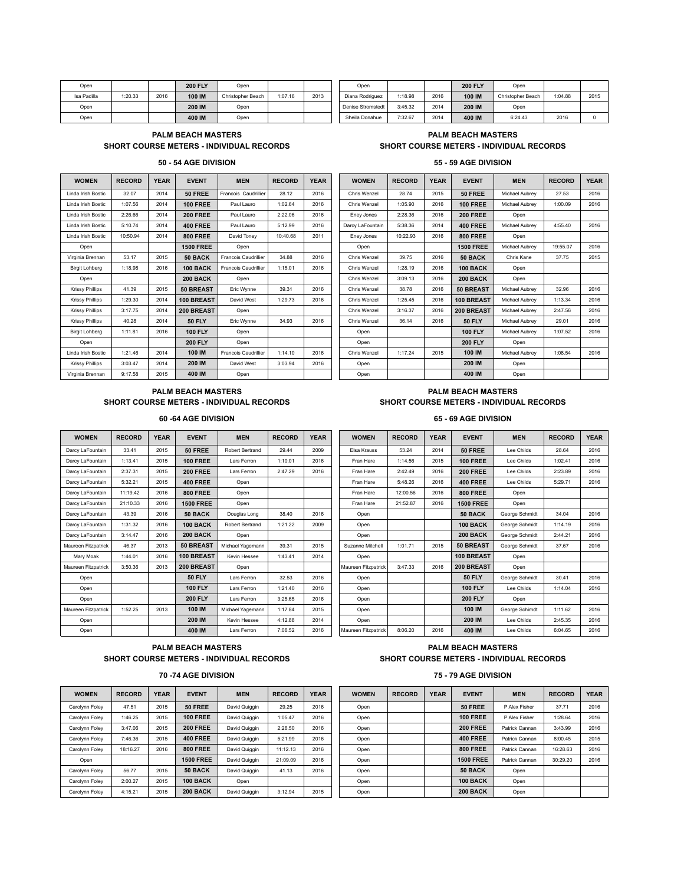| WOMEN | RECORD | YEAR | EVENT | MEN | RECORD | YEAR |
|---|---|---|---|---|---|---|
| Open | | | **200 FLY** | Open | | |
| Isa Padilla | 1:20.33 | 2016 | **100 IM** | Christopher Beach | 1:07.16 | 2013 |
| Open | | | **200 IM** | Open | | |
| Open | | | **400 IM** | Open | | |

| WOMEN | RECORD | YEAR | EVENT | MEN | RECORD | YEAR |
|---|---|---|---|---|---|---|
| Open | | | **200 FLY** | Open | | |
| Diana Rodriguez | 1:18.98 | 2016 | **100 IM** | Christopher Beach | 1:04.88 | 2015 |
| Denise Stromstedt | 3:45.32 | 2014 | **200 IM** | Open | | |
| Sheila Donahue | 7:32.67 | 2014 | **400 IM** | 6:24.43 | 2016 | 0 |

## PALM BEACH MASTERS
## SHORT COURSE METERS - INDIVIDUAL RECORDS

### 50 - 54 AGE DIVISION

| WOMEN | RECORD | YEAR | EVENT | MEN | RECORD | YEAR |
|---|---|---|---|---|---|---|
| Linda Irish Bostic | 32.07 | 2014 | **50 FREE** | Francois Caudrillier | 28.12 | 2016 |
| Linda Irish Bostic | 1:07.56 | 2014 | **100 FREE** | Paul Lauro | 1:02.64 | 2016 |
| Linda Irish Bostic | 2:26.66 | 2014 | **200 FREE** | Paul Lauro | 2:22.06 | 2016 |
| Linda Irish Bostic | 5:10.74 | 2014 | **400 FREE** | Paul Lauro | 5:12.99 | 2016 |
| Linda Irish Bostic | 10:50.94 | 2014 | **800 FREE** | David Toney | 10:40.68 | 2011 |
| Open | | | **1500 FREE** | Open | | |
| Virginia Brennan | 53.17 | 2015 | **50 BACK** | Francois Caudrillier | 34.88 | 2016 |
| Birgit Lohberg | 1:18.98 | 2016 | **100 BACK** | Francois Caudrillier | 1:15.01 | 2016 |
| Open | | | **200 BACK** | Open | | |
| Krissy Phillips | 41.39 | 2015 | **50 BREAST** | Eric Wynne | 39.31 | 2016 |
| Krissy Phillips | 1:29.30 | 2014 | **100 BREAST** | David West | 1:29.73 | 2016 |
| Krissy Phillips | 3:17.75 | 2014 | **200 BREAST** | Open | | |
| Krissy Phillips | 40.28 | 2014 | **50 FLY** | Eric Wynne | 34.93 | 2016 |
| Birgit Lohberg | 1:11.81 | 2016 | **100 FLY** | Open | | |
| Open | | | **200 FLY** | Open | | |
| Linda Irish Bostic | 1:21.46 | 2014 | **100 IM** | Francois Caudrillier | 1:14.10 | 2016 |
| Krissy Phillips | 3:03.47 | 2014 | **200 IM** | David West | 3:03.94 | 2016 |
| Virginia Brennan | 9:17.58 | 2015 | **400 IM** | Open | | |

## PALM BEACH MASTERS
## SHORT COURSE METERS - INDIVIDUAL RECORDS

### 55 - 59 AGE DIVISION

| WOMEN | RECORD | YEAR | EVENT | MEN | RECORD | YEAR |
|---|---|---|---|---|---|---|
| Chris Wenzel | 28.74 | 2015 | **50 FREE** | Michael Aubrey | 27.53 | 2016 |
| Chris Wenzel | 1:05.90 | 2016 | **100 FREE** | Michael Aubrey | 1:00.09 | 2016 |
| Eney Jones | 2:28.36 | 2016 | **200 FREE** | Open | | |
| Darcy LaFountain | 5:38.36 | 2014 | **400 FREE** | Michael Aubrey | 4:55.40 | 2016 |
| Eney Jones | 10:22.93 | 2016 | **800 FREE** | Open | | |
| Open | | | **1500 FREE** | Michael Aubrey | 19:55.07 | 2016 |
| Chris Wenzel | 39.75 | 2016 | **50 BACK** | Chris Kane | 37.75 | 2015 |
| Chris Wenzel | 1:28.19 | 2016 | **100 BACK** | Open | | |
| Chris Wenzel | 3:09.13 | 2016 | **200 BACK** | Open | | |
| Chris Wenzel | 38.78 | 2016 | **50 BREAST** | Michael Aubrey | 32.96 | 2016 |
| Chris Wenzel | 1:25.45 | 2016 | **100 BREAST** | Michael Aubrey | 1:13.34 | 2016 |
| Chris Wenzel | 3:16.37 | 2016 | **200 BREAST** | Michael Aubrey | 2:47.56 | 2016 |
| Chris Wenzel | 36.14 | 2016 | **50 FLY** | Michael Aubrey | 29.01 | 2016 |
| Open | | | **100 FLY** | Michael Aubrey | 1:07.52 | 2016 |
| Open | | | **200 FLY** | Open | | |
| Chris Wenzel | 1:17.24 | 2015 | **100 IM** | Michael Aubrey | 1:08.54 | 2016 |
| Open | | | **200 IM** | Open | | |
| Open | | | **400 IM** | Open | | |

## PALM BEACH MASTERS
## SHORT COURSE METERS - INDIVIDUAL RECORDS

### 60 -64 AGE DIVISION

| WOMEN | RECORD | YEAR | EVENT | MEN | RECORD | YEAR |
|---|---|---|---|---|---|---|
| Darcy LaFountain | 33.41 | 2015 | **50 FREE** | Robert Bertrand | 29.44 | 2009 |
| Darcy LaFountain | 1:13.41 | 2015 | **100 FREE** | Lars Ferron | 1:10.01 | 2016 |
| Darcy LaFountain | 2:37.31 | 2015 | **200 FREE** | Lars Ferron | 2:47.29 | 2016 |
| Darcy LaFountain | 5:32.21 | 2015 | **400 FREE** | Open | | |
| Darcy LaFountain | 11:19.42 | 2016 | **800 FREE** | Open | | |
| Darcy LaFountain | 21:10.33 | 2016 | **1500 FREE** | Open | | |
| Darcy LaFountain | 43.39 | 2016 | **50 BACK** | Douglas Long | 38.40 | 2016 |
| Darcy LaFountain | 1:31.32 | 2016 | **100 BACK** | Robert Bertrand | 1:21.22 | 2009 |
| Darcy LaFountain | 3:14.47 | 2016 | **200 BACK** | Open | | |
| Maureen Fitzpatrick | 46.37 | 2013 | **50 BREAST** | Michael Yagemann | 39.31 | 2015 |
| Mary Moak | 1:44.01 | 2016 | **100 BREAST** | Kevin Hessee | 1:43.41 | 2014 |
| Maureen Fitzpatrick | 3:50.36 | 2013 | **200 BREAST** | Open | | |
| Open | | | **50 FLY** | Lars Ferron | 32.53 | 2016 |
| Open | | | **100 FLY** | Lars Ferron | 1:21.40 | 2016 |
| Open | | | **200 FLY** | Lars Ferron | 3:25.65 | 2016 |
| Maureen Fitzpatrick | 1:52.25 | 2013 | **100 IM** | Michael Yagemann | 1:17.84 | 2015 |
| Open | | | **200 IM** | Kevin Hessee | 4:12.88 | 2014 |
| Open | | | **400 IM** | Lars Ferron | 7:06.52 | 2016 |

## PALM BEACH MASTERS
## SHORT COURSE METERS - INDIVIDUAL RECORDS

### 65 - 69 AGE DIVISION

| WOMEN | RECORD | YEAR | EVENT | MEN | RECORD | YEAR |
|---|---|---|---|---|---|---|
| Elsa Krauss | 53.24 | 2014 | **50 FREE** | Lee Childs | 28.64 | 2016 |
| Fran Hare | 1:14.56 | 2015 | **100 FREE** | Lee Childs | 1:02.41 | 2016 |
| Fran Hare | 2:42.49 | 2016 | **200 FREE** | Lee Childs | 2:23.89 | 2016 |
| Fran Hare | 5:48.26 | 2016 | **400 FREE** | Lee Childs | 5:29.71 | 2016 |
| Fran Hare | 12:00.56 | 2016 | **800 FREE** | Open | | |
| Fran Hare | 21:52.87 | 2016 | **1500 FREE** | Open | | |
| Open | | | **50 BACK** | George Schmidt | 34.04 | 2016 |
| Open | | | **100 BACK** | George Schmidt | 1:14.19 | 2016 |
| Open | | | **200 BACK** | George Schmidt | 2:44.21 | 2016 |
| Suzanne Mitchell | 1:01.71 | 2015 | **50 BREAST** | George Schmidt | 37.67 | 2016 |
| Open | | | **100 BREAST** | Open | | |
| Maureen Fitzpatrick | 3:47.33 | 2016 | **200 BREAST** | Open | | |
| Open | | | **50 FLY** | George Schmidt | 30.41 | 2016 |
| Open | | | **100 FLY** | Lee Childs | 1:14.04 | 2016 |
| Open | | | **200 FLY** | Open | | |
| Open | | | **100 IM** | George Schimdt | 1:11.62 | 2016 |
| Open | | | **200 IM** | Lee Childs | 2:45.35 | 2016 |
| Maureen Fitzpatrick | 8:06.20 | 2016 | **400 IM** | Lee Childs | 6:04.65 | 2016 |

## PALM BEACH MASTERS
## SHORT COURSE METERS - INDIVIDUAL RECORDS

### 70 -74 AGE DIVISION

| WOMEN | RECORD | YEAR | EVENT | MEN | RECORD | YEAR |
|---|---|---|---|---|---|---|
| Carolynn Foley | 47.51 | 2015 | **50 FREE** | David Quiggin | 29.25 | 2016 |
| Carolynn Foley | 1:46.25 | 2015 | **100 FREE** | David Quiggin | 1:05.47 | 2016 |
| Carolynn Foley | 3:47.06 | 2015 | **200 FREE** | David Quiggin | 2:26.50 | 2016 |
| Carolynn Foley | 7:46.36 | 2015 | **400 FREE** | David Quiggin | 5:21.99 | 2016 |
| Carolynn Foley | 18:16.27 | 2016 | **800 FREE** | David Quiggin | 11:12.13 | 2016 |
| Open | | | **1500 FREE** | David Quiggin | 21:09.09 | 2016 |
| Carolynn Foley | 56.77 | 2015 | **50 BACK** | David Quiggin | 41.13 | 2016 |
| Carolynn Foley | 2:00.27 | 2015 | **100 BACK** | Open | | |
| Carolynn Foley | 4:15.21 | 2015 | **200 BACK** | David Quiggin | 3:12.94 | 2015 |

## PALM BEACH MASTERS
## SHORT COURSE METERS - INDIVIDUAL RECORDS

### 75 - 79 AGE DIVISION

| WOMEN | RECORD | YEAR | EVENT | MEN | RECORD | YEAR |
|---|---|---|---|---|---|---|
| Open | | | **50 FREE** | P Alex Fisher | 37.71 | 2016 |
| Open | | | **100 FREE** | P Alex Fisher | 1:28.64 | 2016 |
| Open | | | **200 FREE** | Patrick Cannan | 3:43.99 | 2016 |
| Open | | | **400 FREE** | Patrick Cannan | 8:00.45 | 2015 |
| Open | | | **800 FREE** | Patrick Cannan | 16:28.63 | 2016 |
| Open | | | **1500 FREE** | Patrick Cannan | 30:29.20 | 2016 |
| Open | | | **50 BACK** | Open | | |
| Open | | | **100 BACK** | Open | | |
| Open | | | **200 BACK** | Open | | |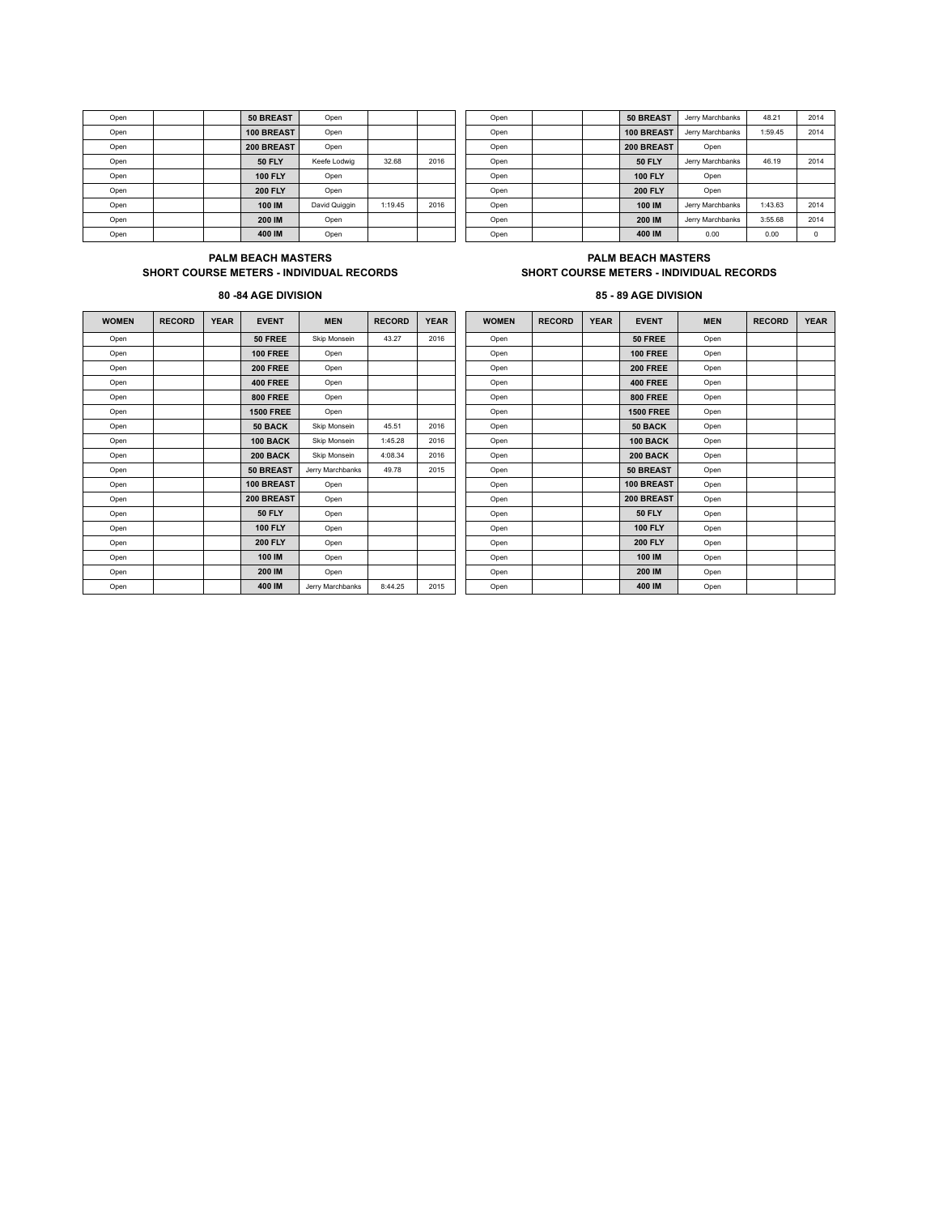| | | | | | | |
|---|---|---|---|---|---|---|
| Open | | | 50 BREAST | Open | | |
| Open | | | 100 BREAST | Open | | |
| Open | | | 200 BREAST | Open | | |
| Open | | | 50 FLY | Keefe Lodwig | 32.68 | 2016 |
| Open | | | 100 FLY | Open | | |
| Open | | | 200 FLY | Open | | |
| Open | | | 100 IM | David Quiggin | 1:19.45 | 2016 |
| Open | | | 200 IM | Open | | |
| Open | | | 400 IM | Open | | |

| | | | | | | |
|---|---|---|---|---|---|---|
| Open | | | 50 BREAST | Jerry Marchbanks | 48.21 | 2014 |
| Open | | | 100 BREAST | Jerry Marchbanks | 1:59.45 | 2014 |
| Open | | | 200 BREAST | Open | | |
| Open | | | 50 FLY | Jerry Marchbanks | 46.19 | 2014 |
| Open | | | 100 FLY | Open | | |
| Open | | | 200 FLY | Open | | |
| Open | | | 100 IM | Jerry Marchbanks | 1:43.63 | 2014 |
| Open | | | 200 IM | Jerry Marchbanks | 3:55.68 | 2014 |
| Open | | | 400 IM | 0.00 | 0.00 | 0 |

## PALM BEACH MASTERS
## SHORT COURSE METERS - INDIVIDUAL RECORDS

### 80 -84 AGE DIVISION

| WOMEN | RECORD | YEAR | EVENT | MEN | RECORD | YEAR |
|---|---|---|---|---|---|---|
| Open | | | 50 FREE | Skip Monsein | 43.27 | 2016 |
| Open | | | 100 FREE | Open | | |
| Open | | | 200 FREE | Open | | |
| Open | | | 400 FREE | Open | | |
| Open | | | 800 FREE | Open | | |
| Open | | | 1500 FREE | Open | | |
| Open | | | 50 BACK | Skip Monsein | 45.51 | 2016 |
| Open | | | 100 BACK | Skip Monsein | 1:45.28 | 2016 |
| Open | | | 200 BACK | Skip Monsein | 4:08.34 | 2016 |
| Open | | | 50 BREAST | Jerry Marchbanks | 49.78 | 2015 |
| Open | | | 100 BREAST | Open | | |
| Open | | | 200 BREAST | Open | | |
| Open | | | 50 FLY | Open | | |
| Open | | | 100 FLY | Open | | |
| Open | | | 200 FLY | Open | | |
| Open | | | 100 IM | Open | | |
| Open | | | 200 IM | Open | | |
| Open | | | 400 IM | Jerry Marchbanks | 8:44.25 | 2015 |

## PALM BEACH MASTERS
## SHORT COURSE METERS - INDIVIDUAL RECORDS

### 85 - 89 AGE DIVISION

| WOMEN | RECORD | YEAR | EVENT | MEN | RECORD | YEAR |
|---|---|---|---|---|---|---|
| Open | | | 50 FREE | Open | | |
| Open | | | 100 FREE | Open | | |
| Open | | | 200 FREE | Open | | |
| Open | | | 400 FREE | Open | | |
| Open | | | 800 FREE | Open | | |
| Open | | | 1500 FREE | Open | | |
| Open | | | 50 BACK | Open | | |
| Open | | | 100 BACK | Open | | |
| Open | | | 200 BACK | Open | | |
| Open | | | 50 BREAST | Open | | |
| Open | | | 100 BREAST | Open | | |
| Open | | | 200 BREAST | Open | | |
| Open | | | 50 FLY | Open | | |
| Open | | | 100 FLY | Open | | |
| Open | | | 200 FLY | Open | | |
| Open | | | 100 IM | Open | | |
| Open | | | 200 IM | Open | | |
| Open | | | 400 IM | Open | | |